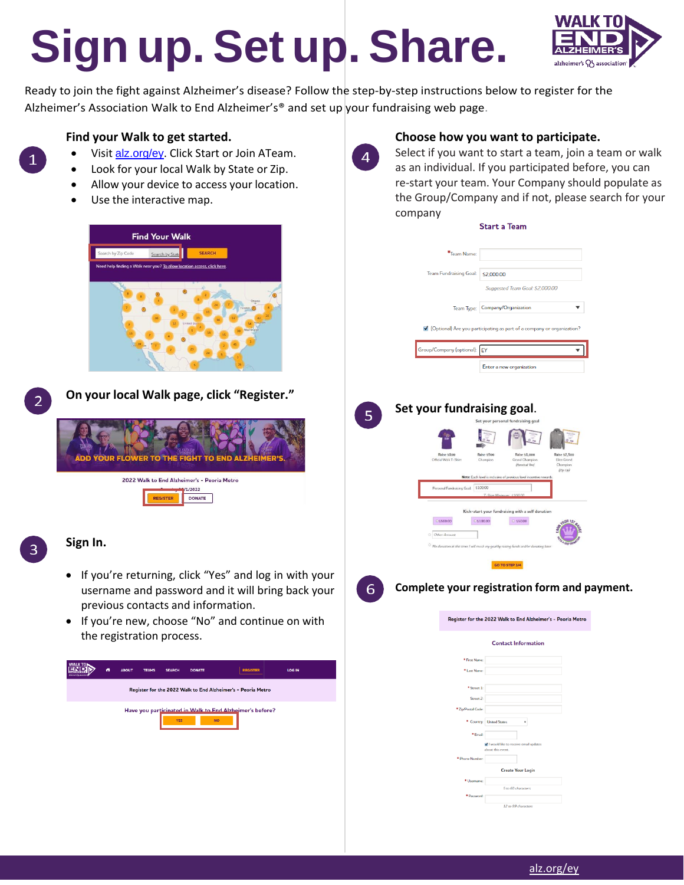# Sign up. Set up. Share.

Ready to join the fight against Alzheimer's disease? Follow the step-by-step instructions below to register for the Alzheimer's Association Walk to End Alzheimer's® and set up your fundraising web page.

## 1 Find your Walk to get started.

- Visit alz.org/ey. Click Start or Join ATeam.
- Look for your local Walk by State or Zip.
- Allow your device to access your location.
- Use the interactive map.

## 2 On your local Walk page, click "Register."

## 3 Sign In.

- If you're returning, click "Yes" and log in with your username and password and it will bring back your previous contacts and information.
- If you're new, choose "No" and continue on with the registration process.

## 4 Choose how you want to participate.

Select if you want to start a team, join a team or walk as an individual. If you participated before, you can re-start your team. Your Company should populate as the Group/Company and if not, please search for your company

## 5 Set your fundraising goal.

## 6 Complete your registration form and payment.

alz.org/ey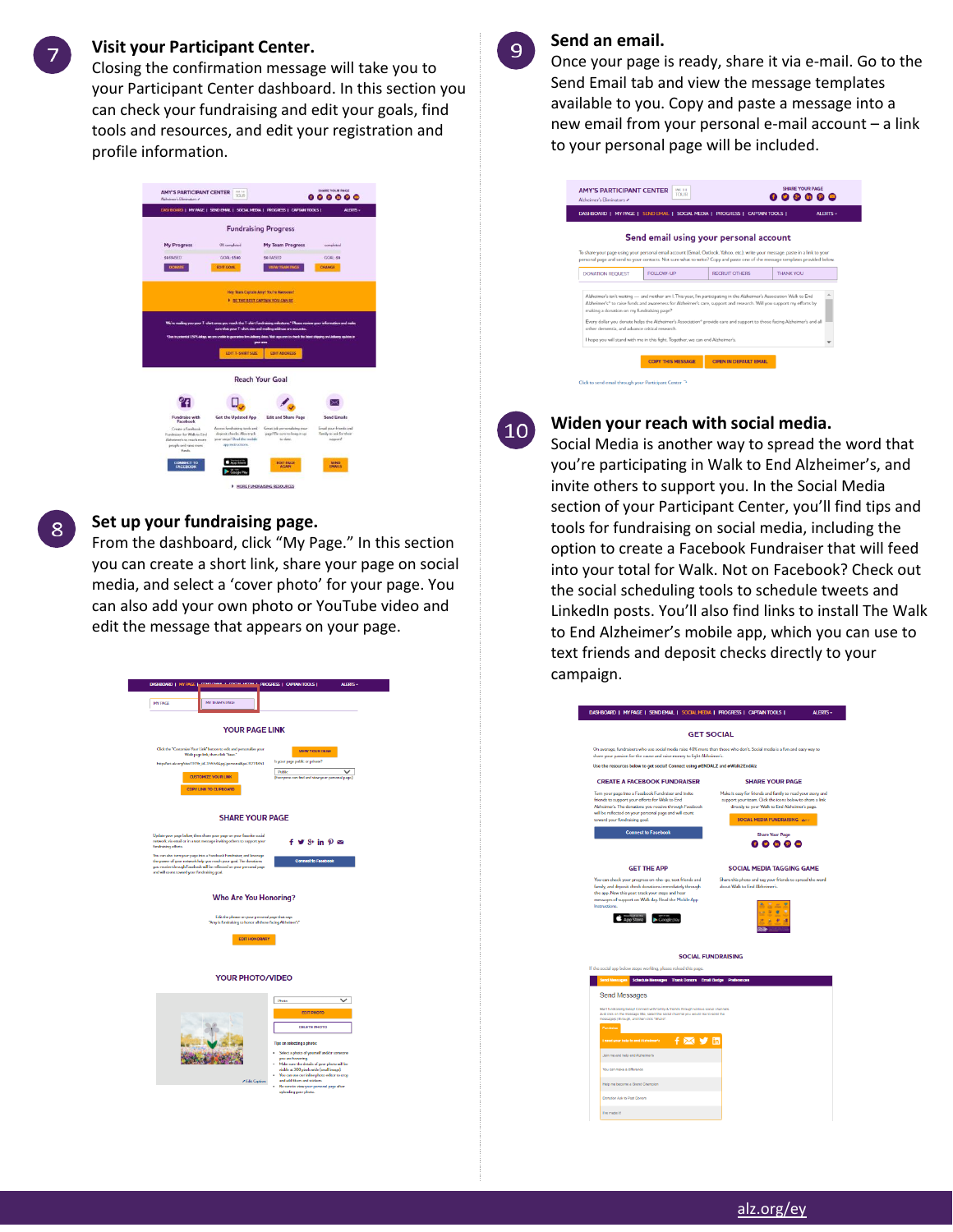## 7 Visit your Participant Center.

Closing the confirmation message will take you to your Participant Center dashboard. In this section you can check your fundraising and edit your goals, find tools and resources, and edit your registration and profile information.

## 8 Set up your fundraising page.

From the dashboard, click "My Page." In this section you can create a short link, share your page on social media, and select a 'cover photo' for your page. You can also add your own photo or YouTube video and edit the message that appears on your page.

## 9 Send an email.

Once your page is ready, share it via e-mail. Go to the Send Email tab and view the message templates available to you. Copy and paste a message into a new email from your personal e-mail account – a link to your personal page will be included.

## 10 Widen your reach with social media.

Social Media is another way to spread the word that you're participating in Walk to End Alzheimer's, and invite others to support you. In the Social Media section of your Participant Center, you'll find tips and tools for fundraising on social media, including the option to create a Facebook Fundraiser that will feed into your total for Walk. Not on Facebook? Check out the social scheduling tools to schedule tweets and LinkedIn posts. You'll also find links to install The Walk to End Alzheimer's mobile app, which you can use to text friends and deposit checks directly to your campaign.

alz.org/ey